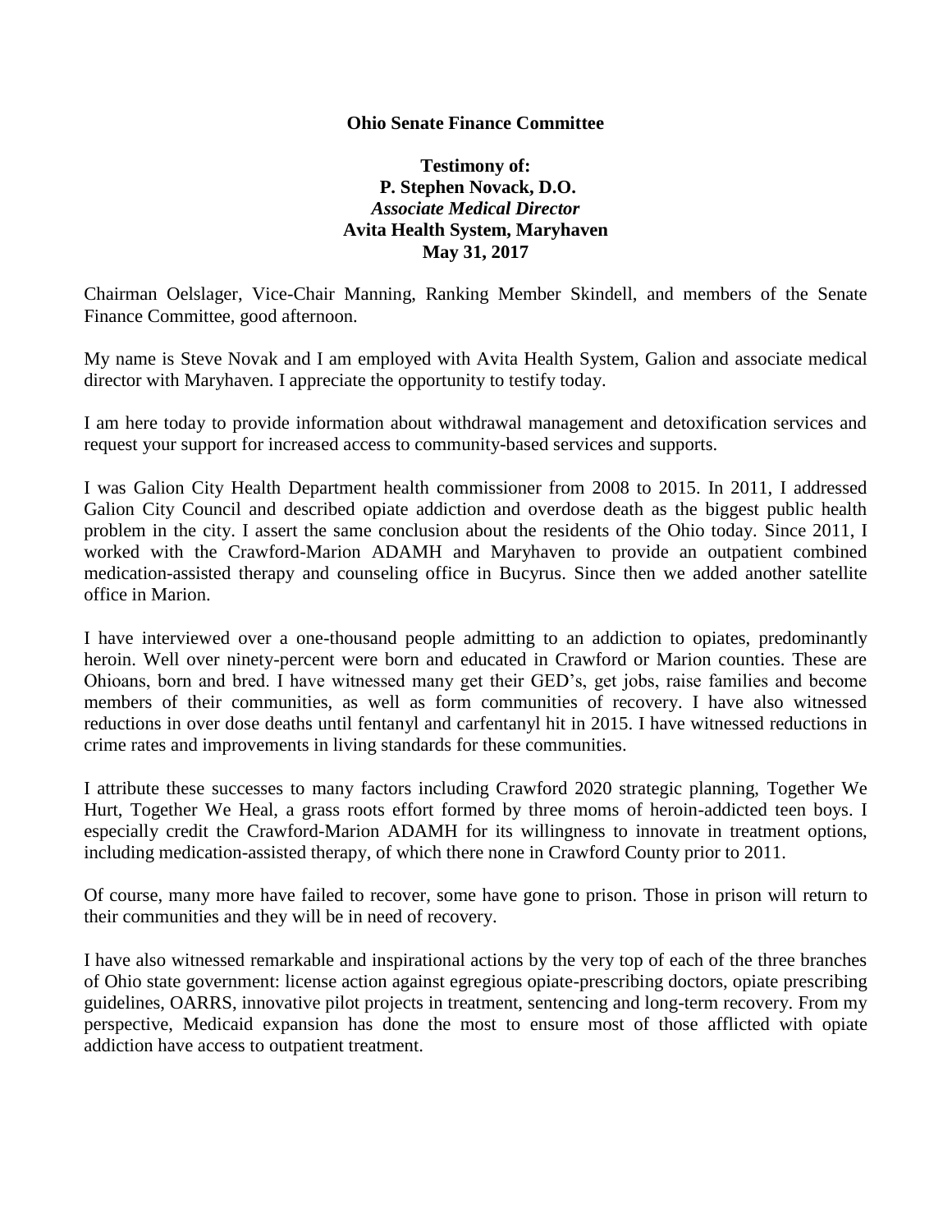**Ohio Senate Finance Committee**

**Testimony of:**
**P. Stephen Novack, D.O.**
***Associate Medical Director***
**Avita Health System, Maryhaven**
**May 31, 2017**

Chairman Oelslager, Vice-Chair Manning, Ranking Member Skindell, and members of the Senate Finance Committee, good afternoon.

My name is Steve Novak and I am employed with Avita Health System, Galion and associate medical director with Maryhaven. I appreciate the opportunity to testify today.

I am here today to provide information about withdrawal management and detoxification services and request your support for increased access to community-based services and supports.

I was Galion City Health Department health commissioner from 2008 to 2015. In 2011, I addressed Galion City Council and described opiate addiction and overdose death as the biggest public health problem in the city. I assert the same conclusion about the residents of the Ohio today. Since 2011, I worked with the Crawford-Marion ADAMH and Maryhaven to provide an outpatient combined medication-assisted therapy and counseling office in Bucyrus. Since then we added another satellite office in Marion.

I have interviewed over a one-thousand people admitting to an addiction to opiates, predominantly heroin. Well over ninety-percent were born and educated in Crawford or Marion counties. These are Ohioans, born and bred. I have witnessed many get their GED's, get jobs, raise families and become members of their communities, as well as form communities of recovery. I have also witnessed reductions in over dose deaths until fentanyl and carfentanyl hit in 2015. I have witnessed reductions in crime rates and improvements in living standards for these communities.

I attribute these successes to many factors including Crawford 2020 strategic planning, Together We Hurt, Together We Heal, a grass roots effort formed by three moms of heroin-addicted teen boys. I especially credit the Crawford-Marion ADAMH for its willingness to innovate in treatment options, including medication-assisted therapy, of which there none in Crawford County prior to 2011.

Of course, many more have failed to recover, some have gone to prison. Those in prison will return to their communities and they will be in need of recovery.

I have also witnessed remarkable and inspirational actions by the very top of each of the three branches of Ohio state government: license action against egregious opiate-prescribing doctors, opiate prescribing guidelines, OARRS, innovative pilot projects in treatment, sentencing and long-term recovery. From my perspective, Medicaid expansion has done the most to ensure most of those afflicted with opiate addiction have access to outpatient treatment.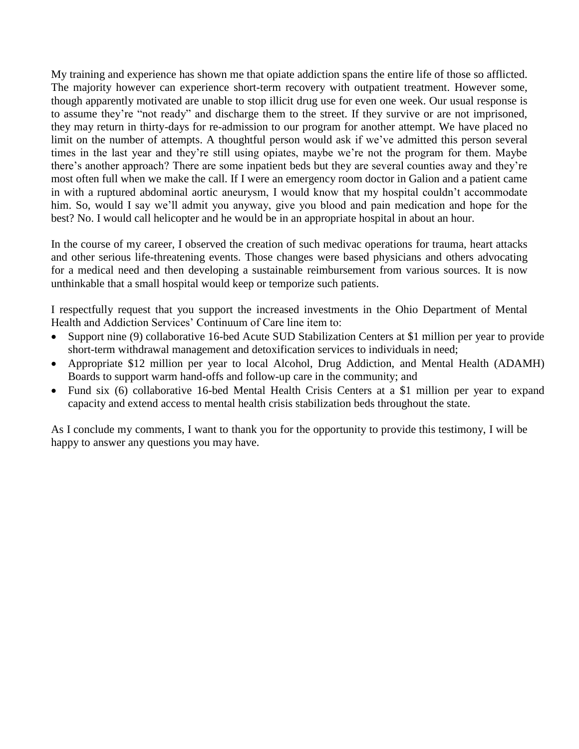My training and experience has shown me that opiate addiction spans the entire life of those so afflicted. The majority however can experience short-term recovery with outpatient treatment. However some, though apparently motivated are unable to stop illicit drug use for even one week. Our usual response is to assume they're "not ready" and discharge them to the street. If they survive or are not imprisoned, they may return in thirty-days for re-admission to our program for another attempt. We have placed no limit on the number of attempts. A thoughtful person would ask if we've admitted this person several times in the last year and they're still using opiates, maybe we're not the program for them. Maybe there's another approach? There are some inpatient beds but they are several counties away and they're most often full when we make the call. If I were an emergency room doctor in Galion and a patient came in with a ruptured abdominal aortic aneurysm, I would know that my hospital couldn't accommodate him. So, would I say we'll admit you anyway, give you blood and pain medication and hope for the best? No. I would call helicopter and he would be in an appropriate hospital in about an hour.

In the course of my career, I observed the creation of such medivac operations for trauma, heart attacks and other serious life-threatening events. Those changes were based physicians and others advocating for a medical need and then developing a sustainable reimbursement from various sources. It is now unthinkable that a small hospital would keep or temporize such patients.

I respectfully request that you support the increased investments in the Ohio Department of Mental Health and Addiction Services' Continuum of Care line item to:

- Support nine (9) collaborative 16-bed Acute SUD Stabilization Centers at $1 million per year to provide short-term withdrawal management and detoxification services to individuals in need;
- Appropriate $12 million per year to local Alcohol, Drug Addiction, and Mental Health (ADAMH) Boards to support warm hand-offs and follow-up care in the community; and
- Fund six (6) collaborative 16-bed Mental Health Crisis Centers at a $1 million per year to expand capacity and extend access to mental health crisis stabilization beds throughout the state.

As I conclude my comments, I want to thank you for the opportunity to provide this testimony, I will be happy to answer any questions you may have.